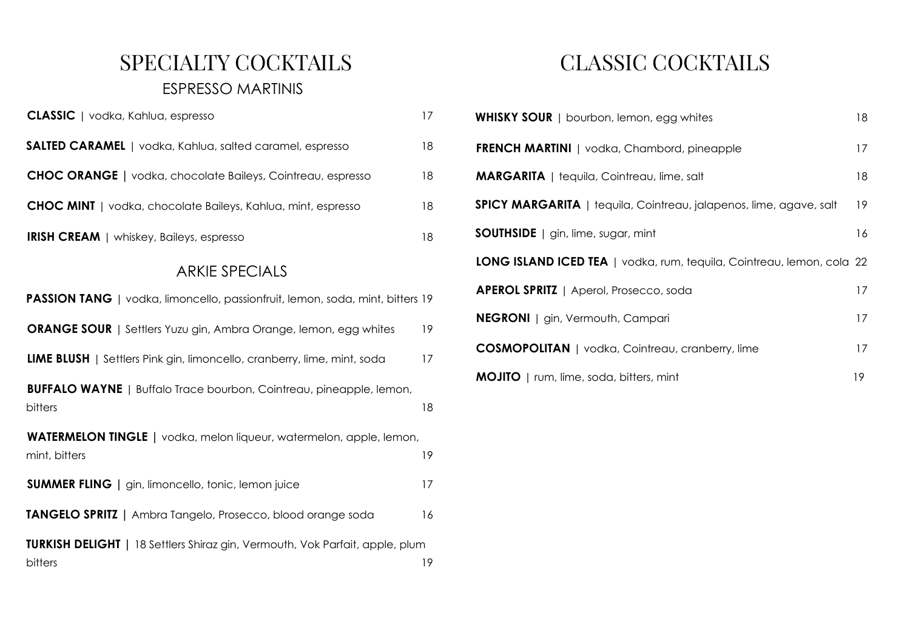# SPECIALTY COCKTAILS

## ESPRESSO MARTINIS

**CLASSIC** | vodka, Kahlua, espresso 17

**SALTED CARAMEL** | vodka, Kahlua, salted caramel, espresso 18

**CHOC ORANGE** | vodka, chocolate Baileys, Cointreau, espresso 18

**CHOC MINT** | vodka, chocolate Baileys, Kahlua, mint, espresso 18

**IRISH CREAM** | whiskey, Baileys, espresso 18

## ARKIE SPECIALS

**PASSION TANG** | vodka, limoncello, passionfruit, lemon, soda, mint, bitters 19

**ORANGE SOUR** | Settlers Yuzu gin, Ambra Orange, lemon, egg whites 19

**LIME BLUSH** | Settlers Pink gin, limoncello, cranberry, lime, mint, soda 17

**BUFFALO WAYNE** | Buffalo Trace bourbon, Cointreau, pineapple, lemon, bitters 18

**WATERMELON TINGLE** | vodka, melon liqueur, watermelon, apple, lemon, mint, bitters 19

**SUMMER FLING** | gin, limoncello, tonic, lemon juice 17

**TANGELO SPRITZ** | Ambra Tangelo, Prosecco, blood orange soda 16

**TURKISH DELIGHT** | 18 Settlers Shiraz gin, Vermouth, Vok Parfait, apple, plum bitters 19

# CLASSIC COCKTAILS

**WHISKY SOUR** | bourbon, lemon, egg whites 18

**FRENCH MARTINI** | vodka, Chambord, pineapple 17

**MARGARITA** | tequila, Cointreau, lime, salt 18

**SPICY MARGARITA** | tequila, Cointreau, jalapenos, lime, agave, salt 19

**SOUTHSIDE** | gin, lime, sugar, mint 16

**LONG ISLAND ICED TEA** | vodka, rum, tequila, Cointreau, lemon, cola 22

**APEROL SPRITZ** | Aperol, Prosecco, soda 17

**NEGRONI** | gin, Vermouth, Campari 17

**COSMOPOLITAN** | vodka, Cointreau, cranberry, lime 17

**MOJITO** | rum, lime, soda, bitters, mint 19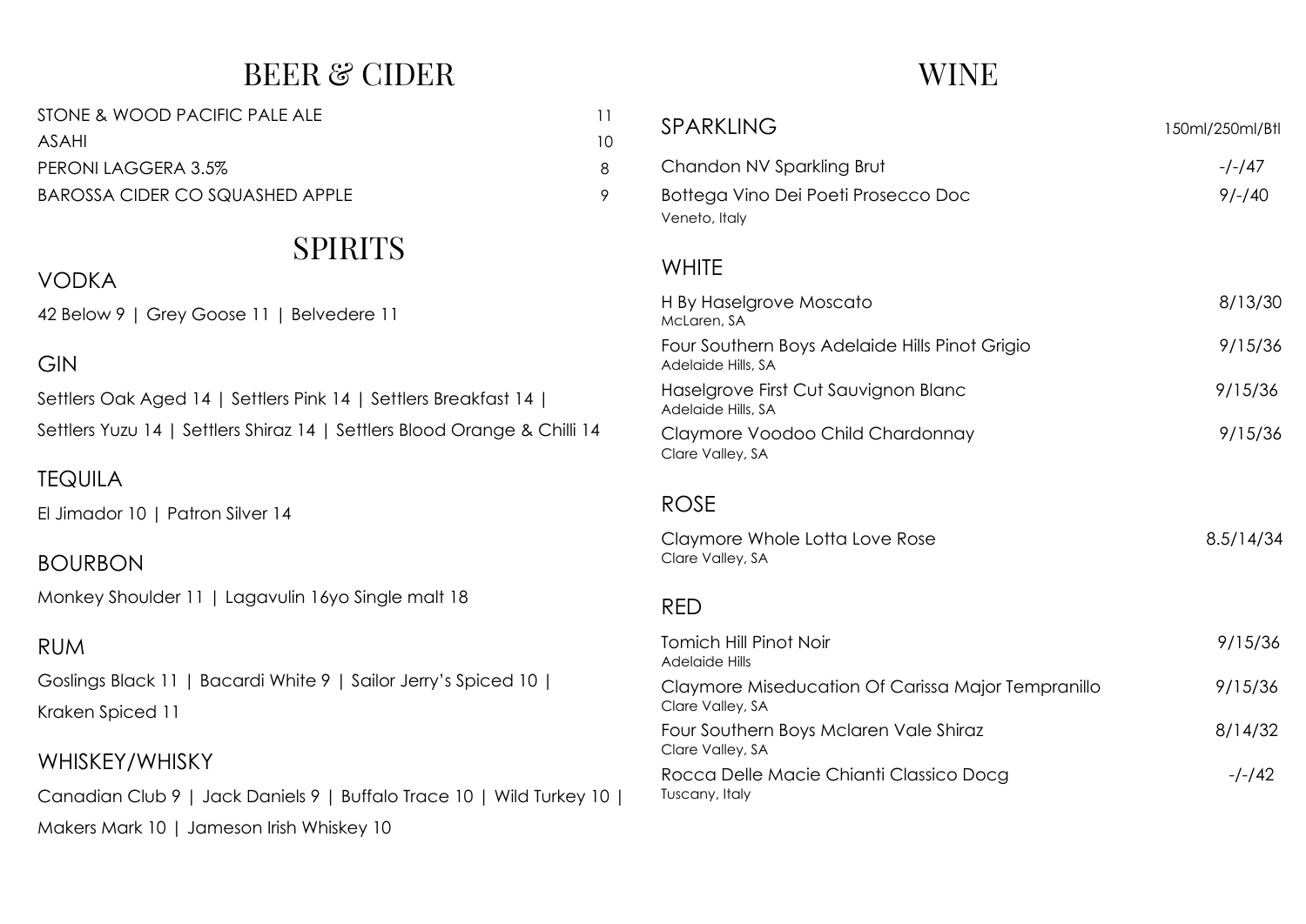# BEER & CIDER

| | |
|---|---|
| STONE & WOOD PACIFIC PALE ALE | 11 |
| ASAHI | 10 |
| PERONI LAGGERA 3.5% | 8 |
| BAROSSA CIDER CO SQUASHED APPLE | 9 |

# SPIRITS

## VODKA

42 Below 9 | Grey Goose 11 | Belvedere 11

## GIN

Settlers Oak Aged 14 | Settlers Pink 14 | Settlers Breakfast 14 |
Settlers Yuzu 14 | Settlers Shiraz 14 | Settlers Blood Orange & Chilli 14

## TEQUILA

El Jimador 10 | Patron Silver 14

## BOURBON

Monkey Shoulder 11 | Lagavulin 16yo Single malt 18

## RUM

Goslings Black 11 | Bacardi White 9 | Sailor Jerry's Spiced 10 |
Kraken Spiced 11

## WHISKEY/WHISKY

Canadian Club 9 | Jack Daniels 9 | Buffalo Trace 10 | Wild Turkey 10 |
Makers Mark 10 | Jameson Irish Whiskey 10

# WINE

## SPARKLING

| | 150ml/250ml/Btl |
|---|---|
| Chandon NV Sparkling Brut | -/-/47 |
| Bottega Vino Dei Poeti Prosecco Doc<br>Veneto, Italy | 9/-/40 |

## WHITE

| | |
|---|---|
| H By Haselgrove Moscato<br>McLaren, SA | 8/13/30 |
| Four Southern Boys Adelaide Hills Pinot Grigio<br>Adelaide Hills, SA | 9/15/36 |
| Haselgrove First Cut Sauvignon Blanc<br>Adelaide Hills, SA | 9/15/36 |
| Claymore Voodoo Child Chardonnay<br>Clare Valley, SA | 9/15/36 |

## ROSE

| | |
|---|---|
| Claymore Whole Lotta Love Rose<br>Clare Valley, SA | 8.5/14/34 |

## RED

| | |
|---|---|
| Tomich Hill Pinot Noir<br>Adelaide Hills | 9/15/36 |
| Claymore Miseducation Of Carissa Major Tempranillo<br>Clare Valley, SA | 9/15/36 |
| Four Southern Boys Mclaren Vale Shiraz<br>Clare Valley, SA | 8/14/32 |
| Rocca Delle Macie Chianti Classico Docg<br>Tuscany, Italy | -/-/42 |